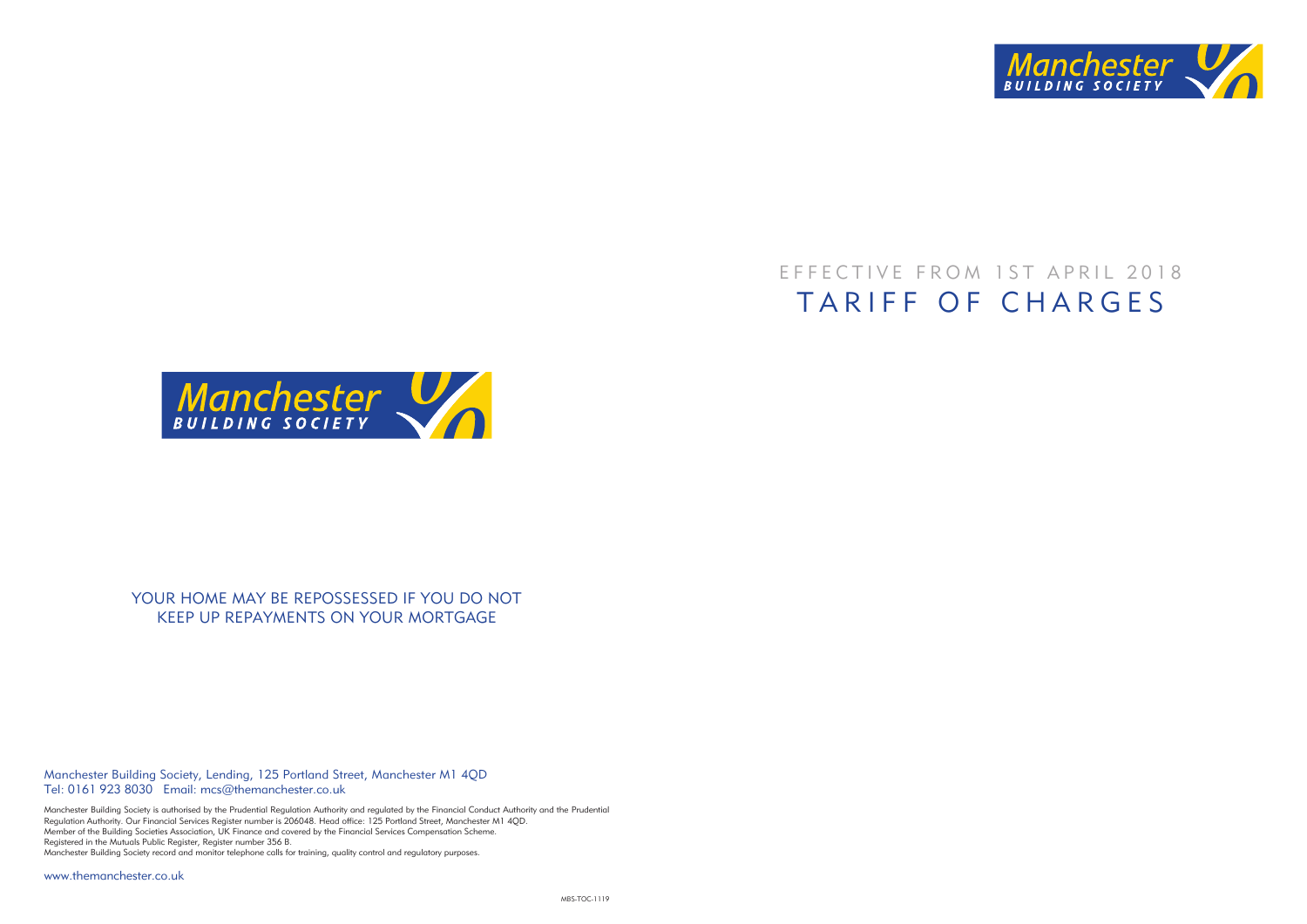# EFFECTIVE FROM 1ST APRIL 2018

# TARIFF OF CHARGES

Manchester BUILDING SOCIETY

YOUR HOME MAY BE REPOSSESSED IF YOU DO NOT KEEP UP REPAYMENTS ON YOUR MORTGAGE

Manchester Building Society, Lending, 125 Portland Street, Manchester M1 4QD
Tel: 0161 923 8030 Email: mcs@themanchester.co.uk

Manchester Building Society is authorised by the Prudential Regulation Authority and regulated by the Financial Conduct Authority and the Prudential Regulation Authority. Our Financial Services Register number is 206048. Head office: 125 Portland Street, Manchester M1 4QD.
Member of the Building Societies Association, UK Finance and covered by the Financial Services Compensation Scheme.
Registered in the Mutuals Public Register, Register number 356 B.
Manchester Building Society record and monitor telephone calls for training, quality control and regulatory purposes.

www.themanchester.co.uk

MBS-TOC-1119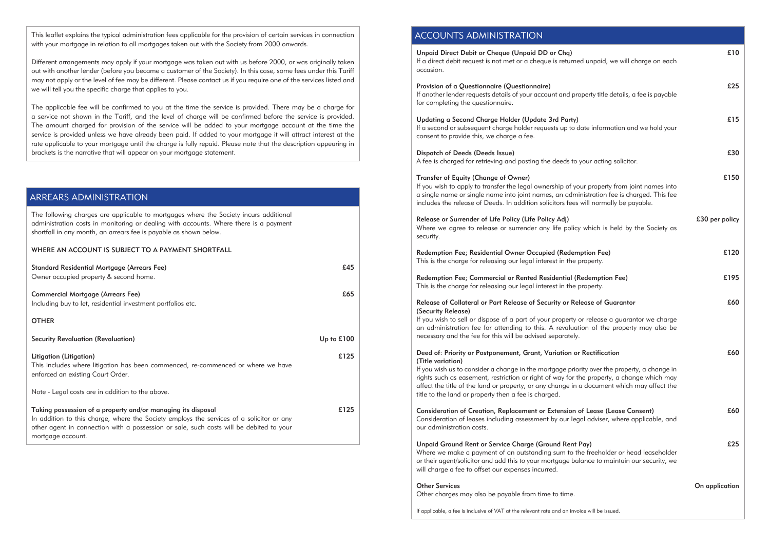This leaflet explains the typical administration fees applicable for the provision of certain services in connection with your mortgage in relation to all mortgages taken out with the Society from 2000 onwards.

Different arrangements may apply if your mortgage was taken out with us before 2000, or was originally taken out with another lender (before you became a customer of the Society). In this case, some fees under this Tariff may not apply or the level of fee may be different. Please contact us if you require one of the services listed and we will tell you the specific charge that applies to you.

The applicable fee will be confirmed to you at the time the service is provided. There may be a charge for a service not shown in the Tariff, and the level of charge will be confirmed before the service is provided. The amount charged for provision of the service will be added to your mortgage account at the time the service is provided unless we have already been paid. If added to your mortgage it will attract interest at the rate applicable to your mortgage until the charge is fully repaid. Please note that the description appearing in brackets is the narrative that will appear on your mortgage statement.

## ARREARS ADMINISTRATION

The following charges are applicable to mortgages where the Society incurs additional administration costs in monitoring or dealing with accounts. Where there is a payment shortfall in any month, an arrears fee is payable as shown below.

### WHERE AN ACCOUNT IS SUBJECT TO A PAYMENT SHORTFALL

**Standard Residential Mortgage (Arrears Fee)** — £45
Owner occupied property & second home.

**Commercial Mortgage (Arrears Fee)** — £65
Including buy to let, residential investment portfolios etc.

### OTHER

**Security Revaluation (Revaluation)** — Up to £100

**Litigation (Litigation)** — £125
This includes where litigation has been commenced, re-commenced or where we have enforced an existing Court Order.

Note - Legal costs are in addition to the above.

**Taking possession of a property and/or managing its disposal** — £125
In addition to this charge, where the Society employs the services of a solicitor or any other agent in connection with a possession or sale, such costs will be debited to your mortgage account.

## ACCOUNTS ADMINISTRATION

**Unpaid Direct Debit or Cheque (Unpaid DD or Chq)** — £10
If a direct debit request is not met or a cheque is returned unpaid, we will charge on each occasion.

**Provision of a Questionnaire (Questionnaire)** — £25
If another lender requests details of your account and property title details, a fee is payable for completing the questionnaire.

**Updating a Second Charge Holder (Update 3rd Party)** — £15
If a second or subsequent charge holder requests up to date information and we hold your consent to provide this, we charge a fee.

**Dispatch of Deeds (Deeds Issue)** — £30
A fee is charged for retrieving and posting the deeds to your acting solicitor.

**Transfer of Equity (Change of Owner)** — £150
If you wish to apply to transfer the legal ownership of your property from joint names into a single name or single name into joint names, an administration fee is charged. This fee includes the release of Deeds. In addition solicitors fees will normally be payable.

**Release or Surrender of Life Policy (Life Policy Adj)** — £30 per policy
Where we agree to release or surrender any life policy which is held by the Society as security.

**Redemption Fee; Residential Owner Occupied (Redemption Fee)** — £120
This is the charge for releasing our legal interest in the property.

**Redemption Fee; Commercial or Rented Residential (Redemption Fee)** — £195
This is the charge for releasing our legal interest in the property.

**Release of Collateral or Part Release of Security or Release of Guarantor (Security Release)** — £60
If you wish to sell or dispose of a part of your property or release a guarantor we charge an administration fee for attending to this. A revaluation of the property may also be necessary and the fee for this will be advised separately.

**Deed of: Priority or Postponement, Grant, Variation or Rectification (Title variation)** — £60
If you wish us to consider a change in the mortgage priority over the property, a change in rights such as easement, restriction or right of way for the property, a change which may affect the title of the land or property, or any change in a document which may affect the title to the land or property then a fee is charged.

**Consideration of Creation, Replacement or Extension of Lease (Lease Consent)** — £60
Consideration of leases including assessment by our legal adviser, where applicable, and our administration costs.

**Unpaid Ground Rent or Service Charge (Ground Rent Pay)** — £25
Where we make a payment of an outstanding sum to the freeholder or head leaseholder or their agent/solicitor and add this to your mortgage balance to maintain our security, we will charge a fee to offset our expenses incurred.

**Other Services** — On application
Other charges may also be payable from time to time.

If applicable, a fee is inclusive of VAT at the relevant rate and an invoice will be issued.